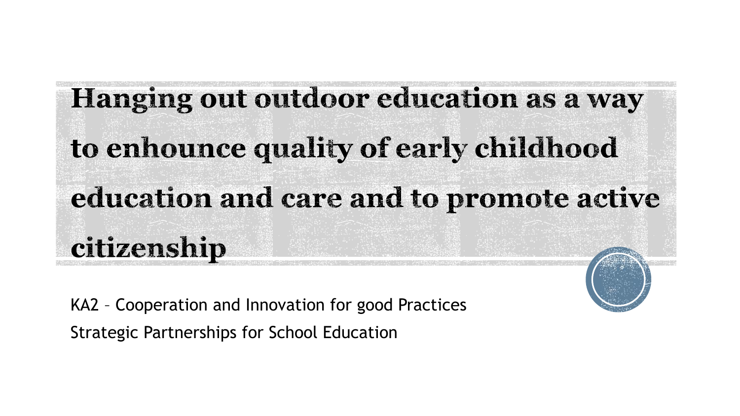# Hanging out outdoor education as a way to enhounce quality of early childhood education and care and to promote active citizenship

KA2 – Cooperation and Innovation for good Practices

Strategic Partnerships for School Education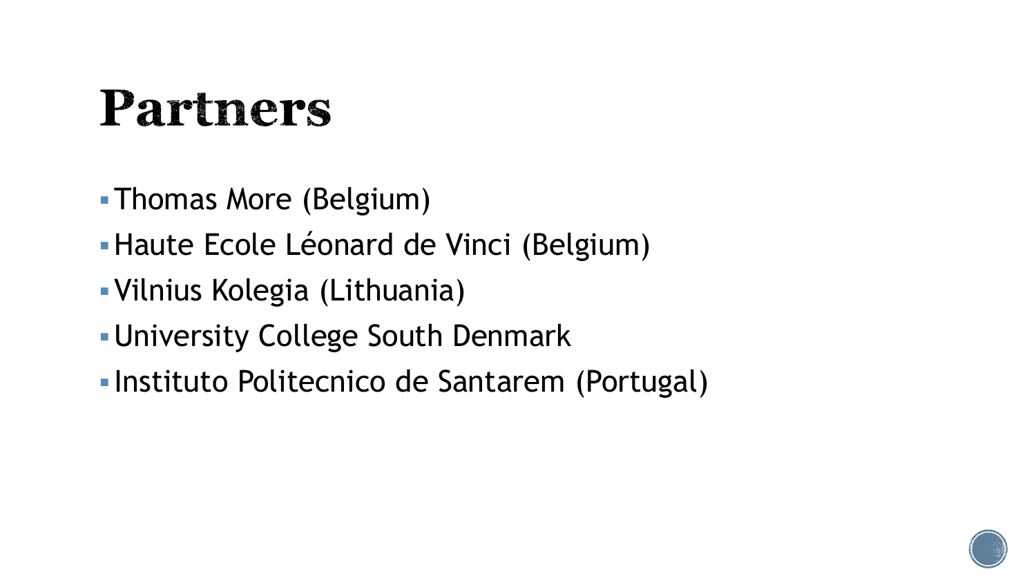# Partners

- Thomas More (Belgium)
- Haute Ecole Léonard de Vinci (Belgium)
- Vilnius Kolegia (Lithuania)
- University College South Denmark
- Instituto Politecnico de Santarem (Portugal)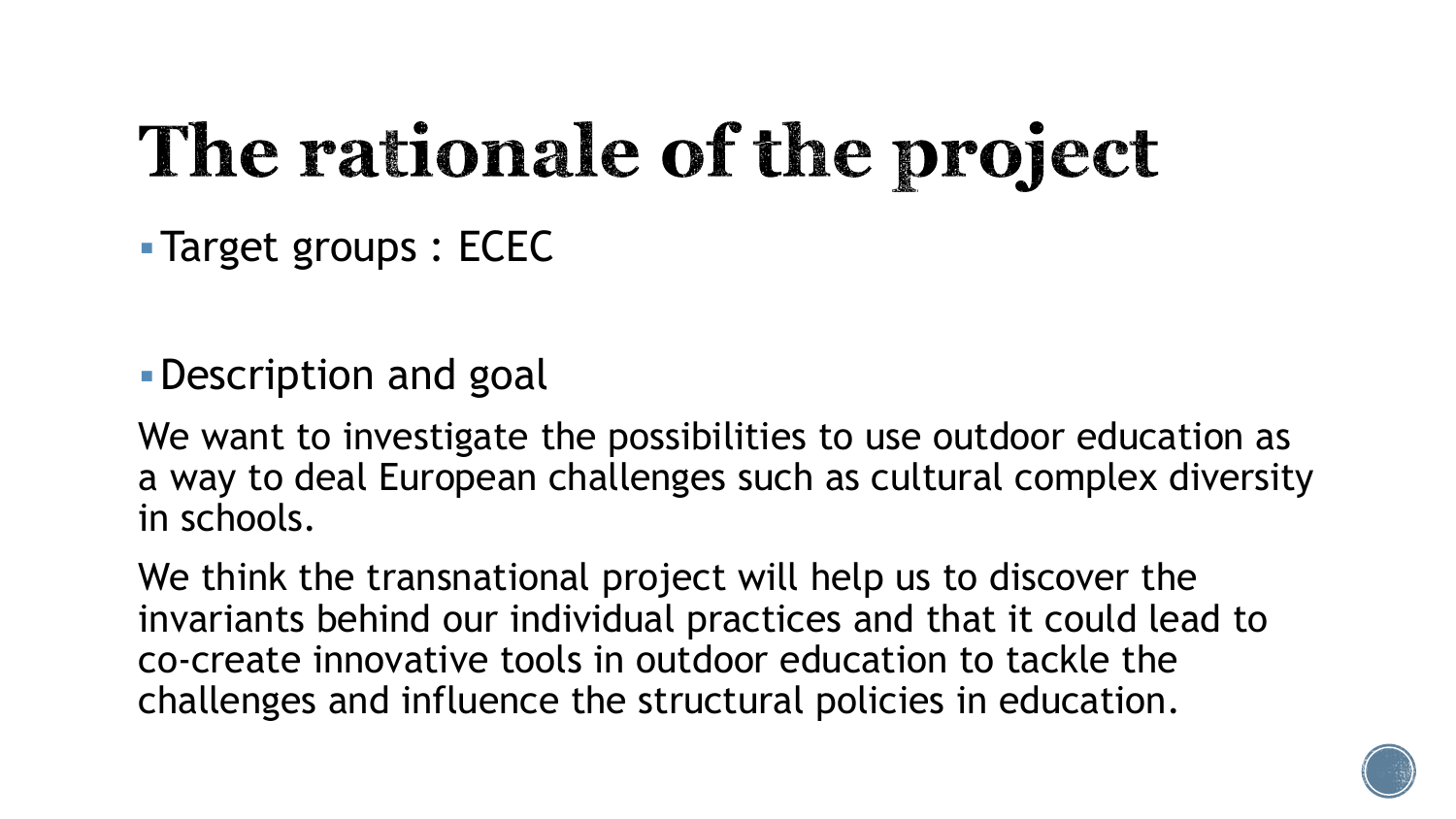# The rationale of the project

- Target groups : ECEC

- Description and goal

We want to investigate the possibilities to use outdoor education as a way to deal European challenges such as cultural complex diversity in schools.

We think the transnational project will help us to discover the invariants behind our individual practices and that it could lead to co-create innovative tools in outdoor education to tackle the challenges and influence the structural policies in education.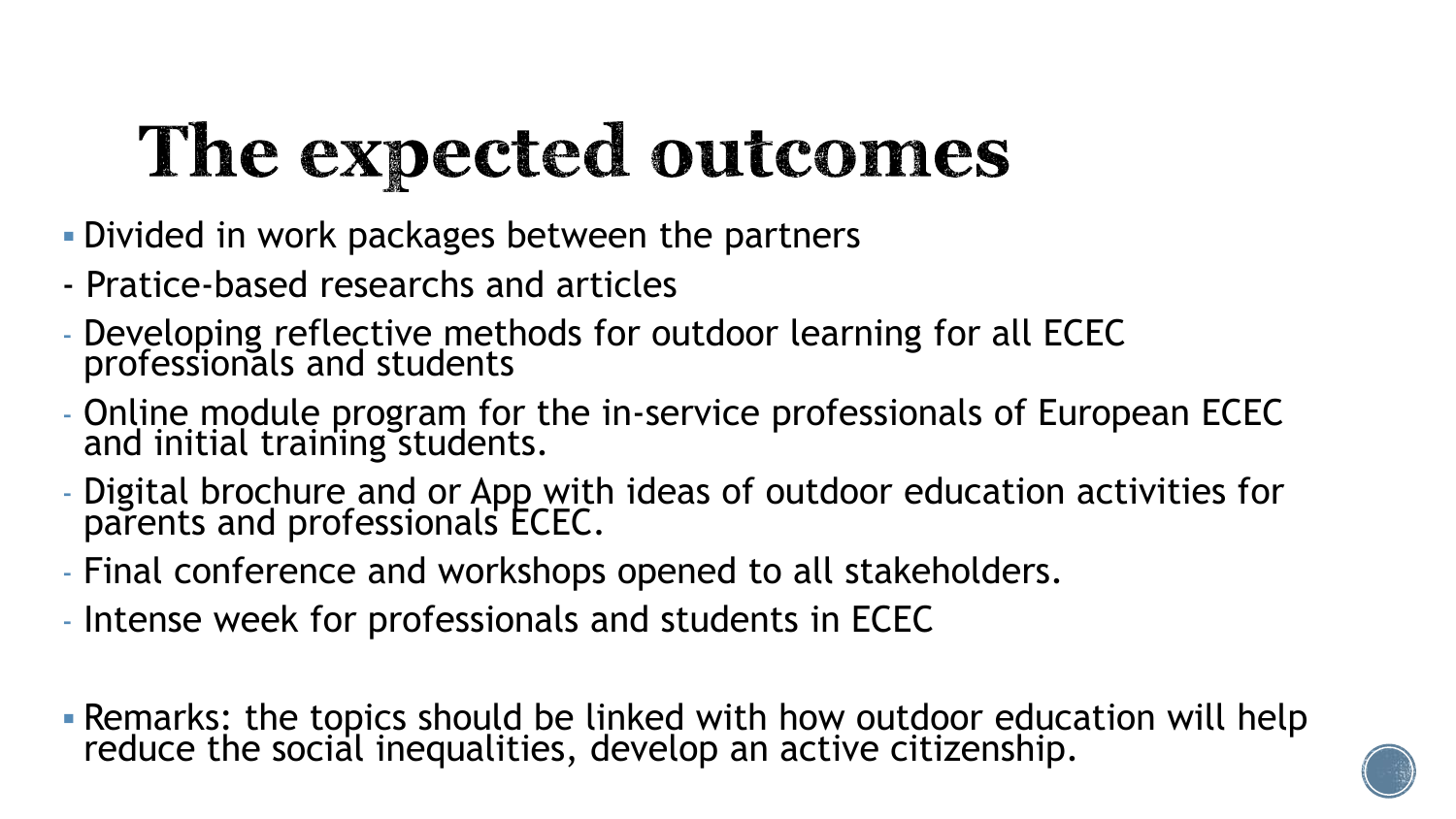# The expected outcomes

- Divided in work packages between the partners
  - Pratice-based researchs and articles
  - Developing reflective methods for outdoor learning for all ECEC professionals and students
  - Online module program for the in-service professionals of European ECEC and initial training students.
  - Digital brochure and or App with ideas of outdoor education activities for parents and professionals ECEC.
  - Final conference and workshops opened to all stakeholders.
  - Intense week for professionals and students in ECEC

- Remarks: the topics should be linked with how outdoor education will help reduce the social inequalities, develop an active citizenship.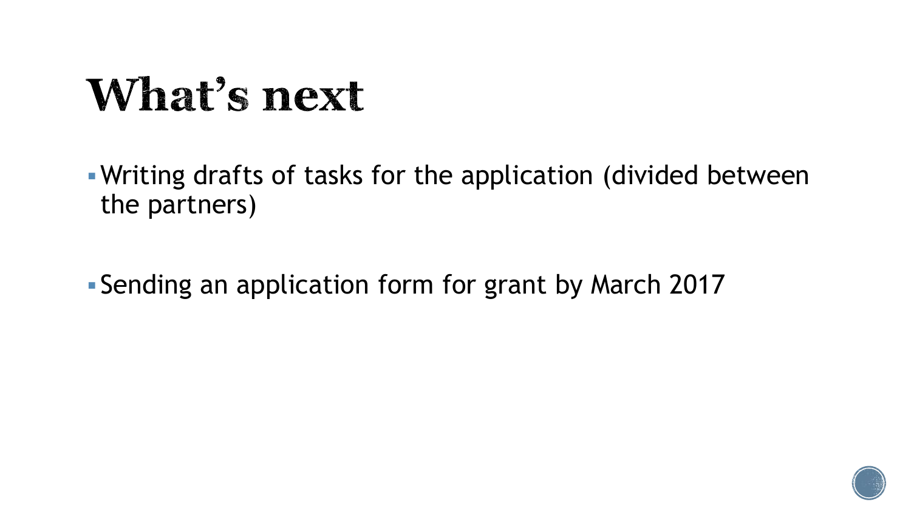# What's next

- Writing drafts of tasks for the application (divided between the partners)

- Sending an application form for grant by March 2017